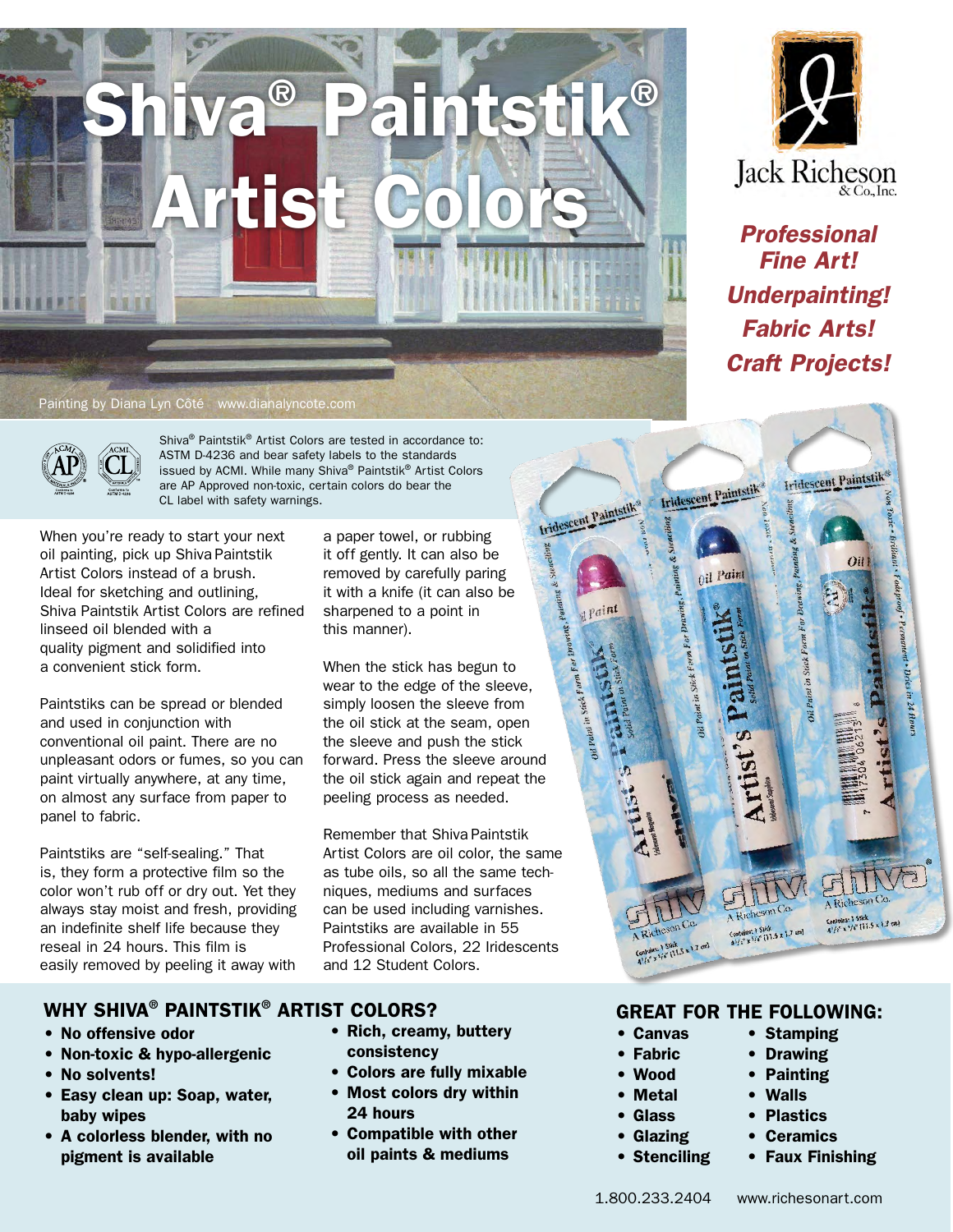# Shiva® Paintstik® Artist Colors

Painting by Diana Lyn Côté www.dianalyncote.com

Jack Richeson & Co., Inc.

***Professional Fine Art!***
***Underpainting!***
***Fabric Arts!***
***Craft Projects!***

Shiva® Paintstik® Artist Colors are tested in accordance to: ASTM D-4236 and bear safety labels to the standards issued by ACMI. While many Shiva® Paintstik® Artist Colors are AP Approved non-toxic, certain colors do bear the CL label with safety warnings.

When you're ready to start your next oil painting, pick up Shiva Paintstik Artist Colors instead of a brush. Ideal for sketching and outlining, Shiva Paintstik Artist Colors are refined linseed oil blended with a quality pigment and solidified into a convenient stick form.

Paintstiks can be spread or blended and used in conjunction with conventional oil paint. There are no unpleasant odors or fumes, so you can paint virtually anywhere, at any time, on almost any surface from paper to panel to fabric.

Paintstiks are "self-sealing." That is, they form a protective film so the color won't rub off or dry out. Yet they always stay moist and fresh, providing an indefinite shelf life because they reseal in 24 hours. This film is easily removed by peeling it away with a paper towel, or rubbing it off gently. It can also be removed by carefully paring it with a knife (it can also be sharpened to a point in this manner).

When the stick has begun to wear to the edge of the sleeve, simply loosen the sleeve from the oil stick at the seam, open the sleeve and push the stick forward. Press the sleeve around the oil stick again and repeat the peeling process as needed.

Remember that Shiva Paintstik Artist Colors are oil color, the same as tube oils, so all the same techniques, mediums and surfaces can be used including varnishes. Paintstiks are available in 55 Professional Colors, 22 Iridescents and 12 Student Colors.

## WHY SHIVA® PAINTSTIK® ARTIST COLORS?

- **No offensive odor**
- **Non-toxic & hypo-allergenic**
- **No solvents!**
- **Easy clean up: Soap, water, baby wipes**
- **A colorless blender, with no pigment is available**
- **Rich, creamy, buttery consistency**
- **Colors are fully mixable**
- **Most colors dry within 24 hours**
- **Compatible with other oil paints & mediums**

## GREAT FOR THE FOLLOWING:

- **Canvas**
- **Fabric**
- **Wood**
- **Metal**
- **Glass**
- **Glazing**
- **Stenciling**
- **Stamping**
- **Drawing**
- **Painting**
- **Walls**
- **Plastics**
- **Ceramics**
- **Faux Finishing**

1.800.233.2404 www.richesonart.com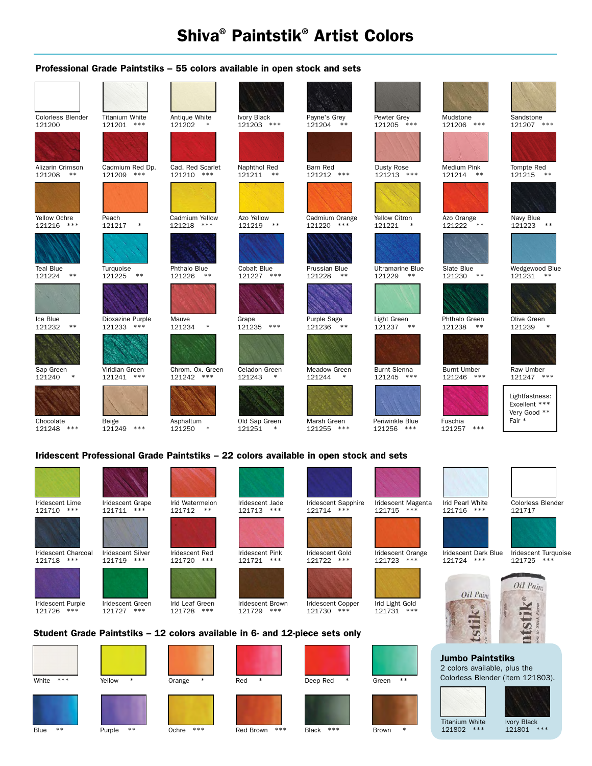# Shiva® Paintstik® Artist Colors

## Professional Grade Paintstiks – 55 colors available in open stock and sets

| | | | | | | | |
|---|---|---|---|---|---|---|---|
| Colorless Blender 121200 | Titanium White 121201 *** | Antique White 121202 * | Ivory Black 121203 *** | Payne's Grey 121204 ** | Pewter Grey 121205 *** | Mudstone 121206 *** | Sandstone 121207 *** |
| Alizarin Crimson 121208 ** | Cadmium Red Dp. 121209 *** | Cad. Red Scarlet 121210 *** | Naphthol Red 121211 ** | Barn Red 121212 *** | Dusty Rose 121213 *** | Medium Pink 121214 ** | Tompte Red 121215 ** |
| Yellow Ochre 121216 *** | Peach 121217 * | Cadmium Yellow 121218 *** | Azo Yellow 121219 ** | Cadmium Orange 121220 *** | Yellow Citron 121221 * | Azo Orange 121222 ** | Navy Blue 121223 ** |
| Teal Blue 121224 ** | Turquoise 121225 ** | Phthalo Blue 121226 ** | Cobalt Blue 121227 *** | Prussian Blue 121228 ** | Ultramarine Blue 121229 ** | Slate Blue 121230 ** | Wedgewood Blue 121231 ** |
| Ice Blue 121232 ** | Dioxazine Purple 121233 *** | Mauve 121234 * | Grape 121235 *** | Purple Sage 121236 ** | Light Green 121237 ** | Phthalo Green 121238 ** | Olive Green 121239 * |
| Sap Green 121240 * | Viridian Green 121241 *** | Chrom. Ox. Green 121242 *** | Celadon Green 121243 * | Meadow Green 121244 * | Burnt Sienna 121245 *** | Burnt Umber 121246 *** | Raw Umber 121247 *** |
| Chocolate 121248 *** | Beige 121249 *** | Asphaltum 121250 * | Old Sap Green 121251 * | Marsh Green 121255 *** | Periwinkle Blue 121256 *** | Fuschia 121257 *** | Lightfastness: Excellent *** Very Good ** Fair * |

## Iridescent Professional Grade Paintstiks – 22 colors available in open stock and sets

| | | | | | | | |
|---|---|---|---|---|---|---|---|
| Iridescent Lime 121710 *** | Iridescent Grape 121711 *** | Irid Watermelon 121712 ** | Iridescent Jade 121713 *** | Iridescent Sapphire 121714 *** | Iridescent Magenta 121715 *** | Irid Pearl White 121716 *** | Colorless Blender 121717 |
| Iridescent Charcoal 121718 *** | Iridescent Silver 121719 *** | Iridescent Red 121720 *** | Iridescent Pink 121721 *** | Iridescent Gold 121722 *** | Iridescent Orange 121723 *** | Iridescent Dark Blue 121724 *** | Iridescent Turquoise 121725 *** |
| Iridescent Purple 121726 *** | Iridescent Green 121727 *** | Irid Leaf Green 121728 *** | Iridescent Brown 121729 *** | Iridescent Copper 121730 *** | Irid Light Gold 121731 *** | | |

## Student Grade Paintstiks – 12 colors available in 6- and 12-piece sets only

| | | | | | |
|---|---|---|---|---|---|
| White *** | Yellow * | Orange * | Red * | Deep Red * | Green ** |
| Blue ** | Purple ** | Ochre *** | Red Brown *** | Black *** | Brown * |

### Jumbo Paintstiks

2 colors available, plus the Colorless Blender (item 121803).

| | |
|---|---|
| Titanium White 121802 *** | Ivory Black 121801 *** |